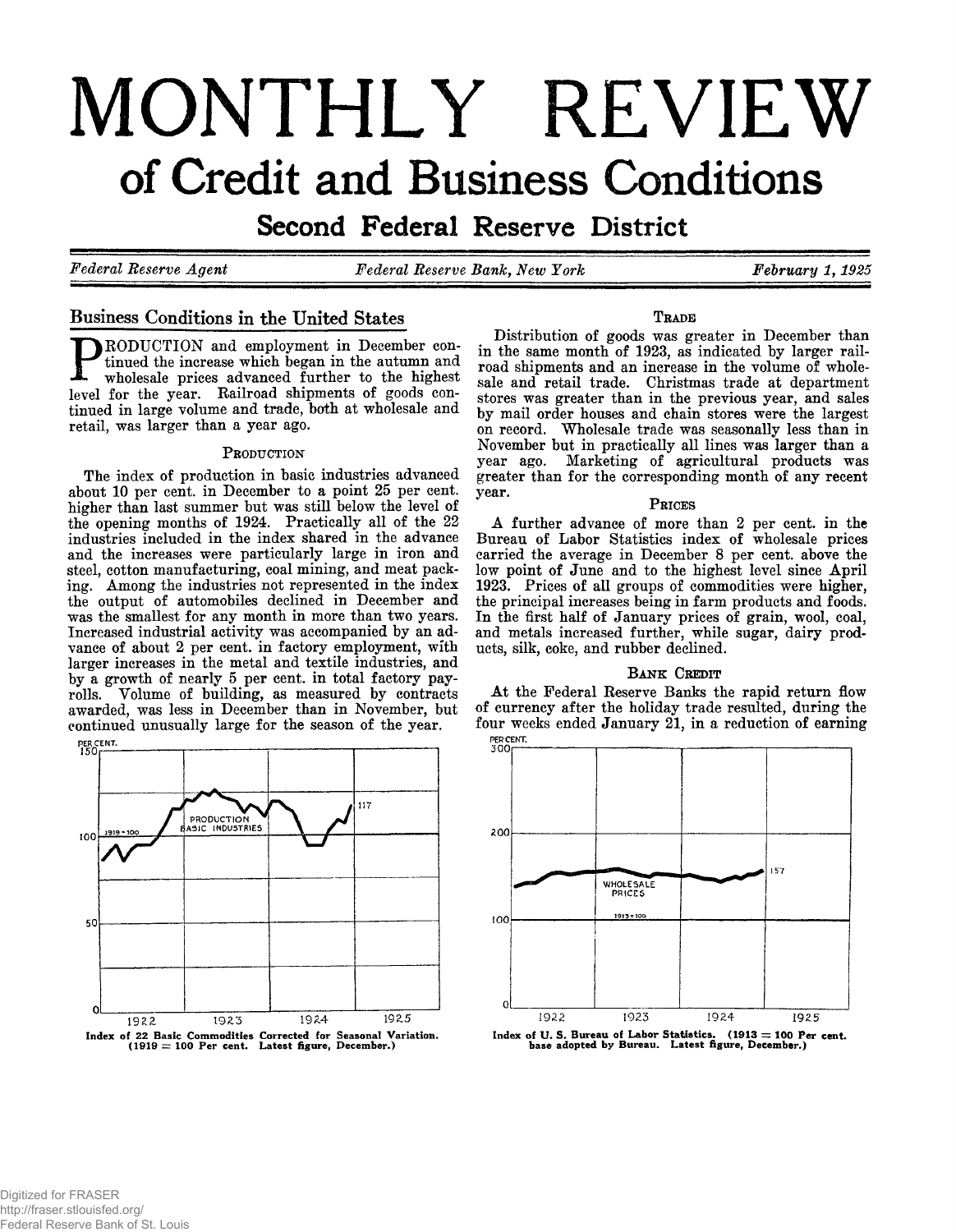# MONTHLY REVIEW

## of Credit and Business Conditions

### Second Federal Reserve District

*Federal Reserve Agent* — *Federal Reserve Bank, New York* — *February 1, 1925*

## Business Conditions in the United States

PRODUCTION and employment in December continued the increase which began in the autumn and wholesale prices advanced further to the highest level for the year. Railroad shipments of goods continued in large volume and trade, both at wholesale and retail, was larger than a year ago.

### Production

The index of production in basic industries advanced about 10 per cent. in December to a point 25 per cent. higher than last summer but was still below the level of the opening months of 1924. Practically all of the 22 industries included in the index shared in the advance and the increases were particularly large in iron and steel, cotton manufacturing, coal mining, and meat packing. Among the industries not represented in the index the output of automobiles declined in December and was the smallest for any month in more than two years. Increased industrial activity was accompanied by an advance of about 2 per cent. in factory employment, with larger increases in the metal and textile industries, and by a growth of nearly 5 per cent. in total factory payrolls. Volume of building, as measured by contracts awarded, was less in December than in November, but continued unusually large for the season of the year.

Index of 22 Basic Commodities Corrected for Seasonal Variation. (1919 = 100 Per cent. Latest figure, December.)

### Trade

Distribution of goods was greater in December than in the same month of 1923, as indicated by larger railroad shipments and an increase in the volume of wholesale and retail trade. Christmas trade at department stores was greater than in the previous year, and sales by mail order houses and chain stores were the largest on record. Wholesale trade was seasonally less than in November but in practically all lines was larger than a year ago. Marketing of agricultural products was greater than for the corresponding month of any recent year.

### Prices

A further advance of more than 2 per cent. in the Bureau of Labor Statistics index of wholesale prices carried the average in December 8 per cent. above the low point of June and to the highest level since April 1923. Prices of all groups of commodities were higher, the principal increases being in farm products and foods. In the first half of January prices of grain, wool, coal, and metals increased further, while sugar, dairy products, silk, coke, and rubber declined.

### Bank Credit

At the Federal Reserve Banks the rapid return flow of currency after the holiday trade resulted, during the four weeks ended January 21, in a reduction of earning

Index of U. S. Bureau of Labor Statistics. (1913 = 100 Per cent. base adopted by Bureau. Latest figure, December.)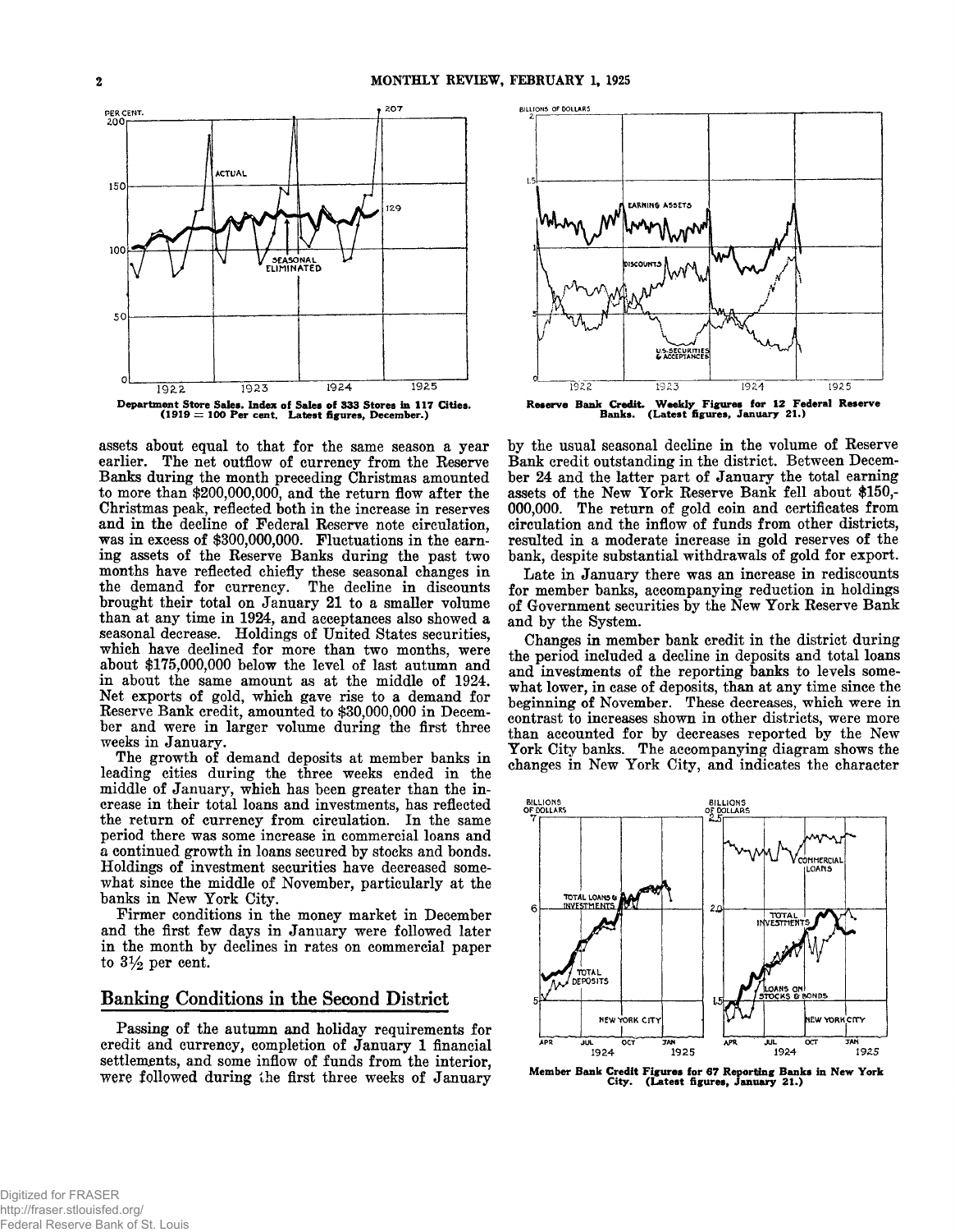Department Store Sales. Index of Sales of 333 Stores in 117 Cities. (1919 = 100 Per cent. Latest figures, December.)

Reserve Bank Credit. Weekly Figures for 12 Federal Reserve Banks. (Latest figures, January 21.)

assets about equal to that for the same season a year earlier. The net outflow of currency from the Reserve Banks during the month preceding Christmas amounted to more than $200,000,000, and the return flow after the Christmas peak, reflected both in the increase in reserves and in the decline of Federal Reserve note circulation, was in excess of $300,000,000. Fluctuations in the earning assets of the Reserve Banks during the past two months have reflected chiefly these seasonal changes in the demand for currency. The decline in discounts brought their total on January 21 to a smaller volume than at any time in 1924, and acceptances also showed a seasonal decrease. Holdings of United States securities, which have declined for more than two months, were about $175,000,000 below the level of last autumn and in about the same amount as at the middle of 1924. Net exports of gold, which gave rise to a demand for Reserve Bank credit, amounted to $30,000,000 in December and were in larger volume during the first three weeks in January.

The growth of demand deposits at member banks in leading cities during the three weeks ended in the middle of January, which has been greater than the increase in their total loans and investments, has reflected the return of currency from circulation. In the same period there was some increase in commercial loans and a continued growth in loans secured by stocks and bonds. Holdings of investment securities have decreased somewhat since the middle of November, particularly at the banks in New York City.

Firmer conditions in the money market in December and the first few days in January were followed later in the month by declines in rates on commercial paper to 3½ per cent.

## Banking Conditions in the Second District

Passing of the autumn and holiday requirements for credit and currency, completion of January 1 financial settlements, and some inflow of funds from the interior, were followed during the first three weeks of January by the usual seasonal decline in the volume of Reserve Bank credit outstanding in the district. Between December 24 and the latter part of January the total earning assets of the New York Reserve Bank fell about $150,000,000. The return of gold coin and certificates from circulation and the inflow of funds from other districts, resulted in a moderate increase in gold reserves of the bank, despite substantial withdrawals of gold for export.

Late in January there was an increase in rediscounts for member banks, accompanying reduction in holdings of Government securities by the New York Reserve Bank and by the System.

Changes in member bank credit in the district during the period included a decline in deposits and total loans and investments of the reporting banks to levels somewhat lower, in case of deposits, than at any time since the beginning of November. These decreases, which were in contrast to increases shown in other districts, were more than accounted for by decreases reported by the New York City banks. The accompanying diagram shows the changes in New York City, and indicates the character

Member Bank Credit Figures for 67 Reporting Banks in New York City. (Latest figures, January 21.)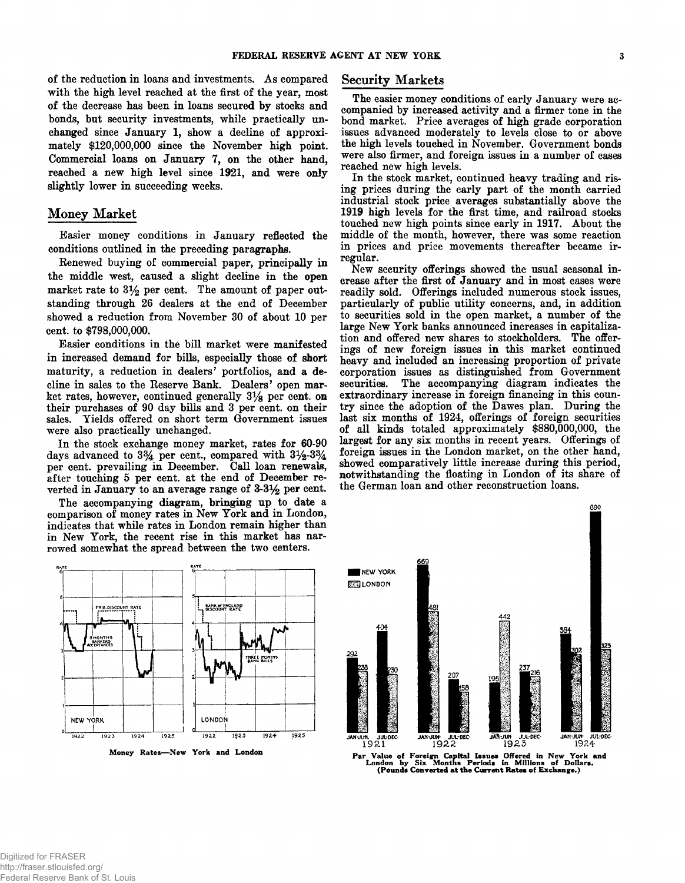of the reduction in loans and investments. As compared with the high level reached at the first of the year, most of the decrease has been in loans secured by stocks and bonds, but security investments, while practically unchanged since January 1, show a decline of approximately \$120,000,000 since the November high point. Commercial loans on January 7, on the other hand, reached a new high level since 1921, and were only slightly lower in succeeding weeks.

## Money Market

Easier money conditions in January reflected the conditions outlined in the preceding paragraphs.

Renewed buying of commercial paper, principally in the middle west, caused a slight decline in the open market rate to 3½ per cent. The amount of paper outstanding through 26 dealers at the end of December showed a reduction from November 30 of about 10 per cent. to \$798,000,000.

Easier conditions in the bill market were manifested in increased demand for bills, especially those of short maturity, a reduction in dealers' portfolios, and a decline in sales to the Reserve Bank. Dealers' open market rates, however, continued generally 3⅛ per cent. on their purchases of 90 day bills and 3 per cent. on their sales. Yields offered on short term Government issues were also practically unchanged.

In the stock exchange money market, rates for 60-90 days advanced to 3¾ per cent., compared with 3½-3¾ per cent. prevailing in December. Call loan renewals, after touching 5 per cent. at the end of December reverted in January to an average range of 3-3½ per cent.

The accompanying diagram, bringing up to date a comparison of money rates in New York and in London, indicates that while rates in London remain higher than in New York, the recent rise in this market has narrowed somewhat the spread between the two centers.

Money Rates—New York and London

## Security Markets

The easier money conditions of early January were accompanied by increased activity and a firmer tone in the bond market. Price averages of high grade corporation issues advanced moderately to levels close to or above the high levels touched in November. Government bonds were also firmer, and foreign issues in a number of cases reached new high levels.

In the stock market, continued heavy trading and rising prices during the early part of the month carried industrial stock price averages substantially above the 1919 high levels for the first time, and railroad stocks touched new high points since early in 1917. About the middle of the month, however, there was some reaction in prices and price movements thereafter became irregular.

New security offerings showed the usual seasonal increase after the first of January and in most cases were readily sold. Offerings included numerous stock issues, particularly of public utility concerns, and, in addition to securities sold in the open market, a number of the large New York banks announced increases in capitalization and offered new shares to stockholders. The offerings of new foreign issues in this market continued heavy and included an increasing proportion of private corporation issues as distinguished from Government securities. The accompanying diagram indicates the extraordinary increase in foreign financing in this country since the adoption of the Dawes plan. During the last six months of 1924, offerings of foreign securities of all kinds totaled approximately \$880,000,000, the largest for any six months in recent years. Offerings of foreign issues in the London market, on the other hand, showed comparatively little increase during this period, notwithstanding the floating in London of its share of the German loan and other reconstruction loans.

| Period | New York | London |
|---|---|---|
| 1921 Jan-Jun | 292 | 238 |
| 1921 Jul-Dec | 404 | 230 |
| 1922 Jan-Jun | 669 | 481 |
| 1922 Jul-Dec | 207 | 158 |
| 1923 Jan-Jun | 195 | 442 |
| 1923 Jul-Dec | 237 | 216 |
| 1924 Jan-Jun | 384 | 302 |
| 1924 Jul-Dec | 880 | 323 |

Par Value of Foreign Capital Issues Offered in New York and London by Six Months Periods in Millions of Dollars. (Pounds Converted at the Current Rates of Exchange.)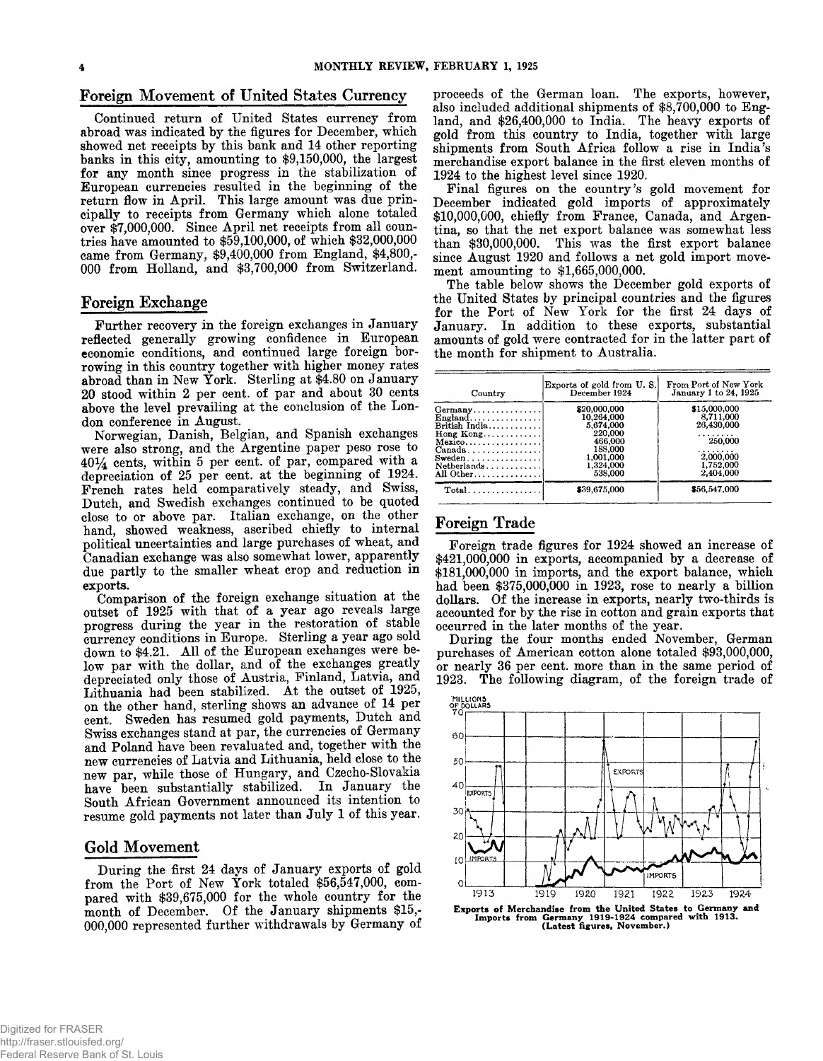## Foreign Movement of United States Currency

Continued return of United States currency from abroad was indicated by the figures for December, which showed net receipts by this bank and 14 other reporting banks in this city, amounting to $9,150,000, the largest for any month since progress in the stabilization of European currencies resulted in the beginning of the return flow in April. This large amount was due principally to receipts from Germany which alone totaled over $7,000,000. Since April net receipts from all countries have amounted to $59,100,000, of which $32,000,000 came from Germany, $9,400,000 from England, $4,800,000 from Holland, and $3,700,000 from Switzerland.

## Foreign Exchange

Further recovery in the foreign exchanges in January reflected generally growing confidence in European economic conditions, and continued large foreign borrowing in this country together with higher money rates abroad than in New York. Sterling at $4.80 on January 20 stood within 2 per cent. of par and about 30 cents above the level prevailing at the conclusion of the London conference in August.

Norwegian, Danish, Belgian, and Spanish exchanges were also strong, and the Argentine paper peso rose to 40¼ cents, within 5 per cent. of par, compared with a depreciation of 25 per cent. at the beginning of 1924. French rates held comparatively steady, and Swiss, Dutch, and Swedish exchanges continued to be quoted close to or above par. Italian exchange, on the other hand, showed weakness, ascribed chiefly to internal political uncertainties and large purchases of wheat, and Canadian exchange was also somewhat lower, apparently due partly to the smaller wheat crop and reduction in exports.

Comparison of the foreign exchange situation at the outset of 1925 with that of a year ago reveals large progress during the year in the restoration of stable currency conditions in Europe. Sterling a year ago sold down to $4.21. All of the European exchanges were below par with the dollar, and of the exchanges greatly depreciated only those of Austria, Finland, Latvia, and Lithuania had been stabilized. At the outset of 1925, on the other hand, sterling shows an advance of 14 per cent. Sweden has resumed gold payments, Dutch and Swiss exchanges stand at par, the currencies of Germany and Poland have been revaluated and, together with the new currencies of Latvia and Lithuania, held close to the new par, while those of Hungary, and Czecho-Slovakia have been substantially stabilized. In January the South African Government announced its intention to resume gold payments not later than July 1 of this year.

## Gold Movement

During the first 24 days of January exports of gold from the Port of New York totaled $56,547,000, compared with $39,675,000 for the whole country for the month of December. Of the January shipments $15,000,000 represented further withdrawals by Germany of proceeds of the German loan. The exports, however, also included additional shipments of $8,700,000 to England, and $26,400,000 to India. The heavy exports of gold from this country to India, together with large shipments from South Africa follow a rise in India's merchandise export balance in the first eleven months of 1924 to the highest level since 1920.

Final figures on the country's gold movement for December indicated gold imports of approximately $10,000,000, chiefly from France, Canada, and Argentina, so that the net export balance was somewhat less than $30,000,000. This was the first export balance since August 1920 and follows a net gold import movement amounting to $1,665,000,000.

The table below shows the December gold exports of the United States by principal countries and the figures for the Port of New York for the first 24 days of January. In addition to these exports, substantial amounts of gold were contracted for in the latter part of the month for shipment to Australia.

| Country | Exports of gold from U. S. December 1924 | From Port of New York January 1 to 24, 1925 |
|---|---|---|
| Germany | $20,000,000 | $15,000,000 |
| England | 10,264,000 | 8,711,000 |
| British India | 5,674,000 | 26,430,000 |
| Hong Kong | 220,000 | ........ |
| Mexico | 466,000 | 250,000 |
| Canada | 188,000 | ........ |
| Sweden | 1,001,000 | 2,000,000 |
| Netherlands | 1,324,000 | 1,752,000 |
| All Other | 538,000 | 2,404,000 |
| Total | $39,675,000 | $56,547,000 |

## Foreign Trade

Foreign trade figures for 1924 showed an increase of $421,000,000 in exports, accompanied by a decrease of $181,000,000 in imports, and the export balance, which had been $375,000,000 in 1923, rose to nearly a billion dollars. Of the increase in exports, nearly two-thirds is accounted for by the rise in cotton and grain exports that occurred in the later months of the year.

During the four months ended November, German purchases of American cotton alone totaled $93,000,000, or nearly 36 per cent. more than in the same period of 1923. The following diagram, of the foreign trade of

**Exports of Merchandise from the United States to Germany and Imports from Germany 1919-1924 compared with 1913. (Latest figures, November.)**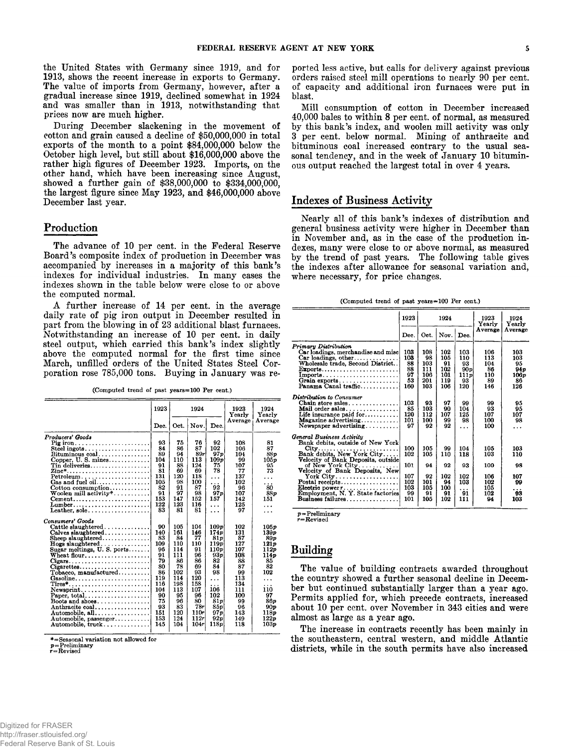the United States with Germany since 1919, and for 1913, shows the recent increase in exports to Germany. The value of imports from Germany, however, after a gradual increase since 1919, declined somewhat in 1924 and was smaller than in 1913, notwithstanding that prices now are much higher.

During December slackening in the movement of cotton and grain caused a decline of $50,000,000 in total exports of the month to a point $84,000,000 below the October high level, but still about $16,000,000 above the rather high figures of December 1923. Imports, on the other hand, which have been increasing since August, showed a further gain of $38,000,000 to $334,000,000, the largest figure since May 1923, and $46,000,000 above December last year.

## Production

The advance of 10 per cent. in the Federal Reserve Board's composite index of production in December was accompanied by increases in a majority of this bank's indexes for individual industries. In many cases the indexes shown in the table below were close to or above the computed normal.

A further increase of 14 per cent. in the average daily rate of pig iron output in December resulted in part from the blowing in of 23 additional blast furnaces. Notwithstanding an increase of 10 per cent. in daily steel output, which carried this bank's index slightly above the computed normal for the first time since March, unfilled orders of the United States Steel Corporation rose 785,000 tons. Buying in January was reported less active, but calls for delivery against previous orders raised steel mill operations to nearly 90 per cent. of capacity and additional iron furnaces were put in blast.

Mill consumption of cotton in December increased 40,000 bales to within 8 per cent. of normal, as measured by this bank's index, and woolen mill activity was only 3 per cent. below normal. Mining of anthracite and bituminous coal increased contrary to the usual seasonal tendency, and in the week of January 10 bituminous output reached the largest total in over 4 years.

(Computed trend of past years=100 Per cent.)

| | 1923 | 1924 | | | 1923 Yearly Average | 1924 Yearly Average |
|---|---|---|---|---|---|---|
| | Dec. | Oct. | Nov. | Dec. | | |
| *Producers' Goods* | | | | | | |
| Pig iron | 93 | 75 | 76 | 92 | 108 | 81 |
| Steel ingots | 84 | 86 | 87 | 102 | 106 | 87 |
| Bituminous coal | 89 | 94 | 89r | 97p | 104 | 88p |
| Copper, U. S. mines | 104 | 110 | 113 | 109p | 99 | 105p |
| Tin deliveries | 91 | 88 | 124 | 75 | 107 | 95 |
| Zinc* | 81 | 69 | 69 | 78 | 77 | 73 |
| Petroleum | 131 | 120 | 118 | ... | 137 | ... |
| Gas and fuel oil | 105 | 98 | 100 | ... | 102 | ... |
| Cotton consumption | 82 | 91 | 87 | 92 | 96 | 80 |
| Woolen mill activity* | 91 | 97 | 98 | 97p | 107 | 88p |
| Cement | 153 | 147 | 152 | 157 | 142 | 151 |
| Lumber | 122 | 123 | 116 | ... | 125 | ... |
| Leather, sole | 83 | 81 | 81 | ... | 97 | ... |
| *Consumers' Goods* | | | | | | |
| Cattle slaughtered | 90 | 105 | 104 | 109p | 102 | 105p |
| Calves slaughtered | 140 | 161 | 146 | 174p | 131 | 139p |
| Sheep slaughtered | 83 | 84 | 77 | 81p | 87 | 89p |
| Hogs slaughtered | 109 | 110 | 110 | 119p | 127 | 121p |
| Sugar meltings, U. S. ports | 96 | 114 | 91 | 110p | 107 | 112p |
| Wheat flour | 91 | 111 | 96 | 93p | 108 | 114p |
| Cigars | 79 | 86 | 86 | 82 | 88 | 85 |
| Cigarettes | 80 | 78 | 69 | 84 | 87 | 82 |
| Tobacco, manufactured | 86 | 102 | 93 | 98 | 99 | 102 |
| Gasoline | 119 | 114 | 120 | ... | 113 | ... |
| Tires* | 116 | 198 | 158 | ... | 134 | ... |
| Newsprint | 104 | 113 | 107 | 106 | 111 | 110 |
| Paper, total | 90 | 95 | 96 | 102 | 100 | 97 |
| Boots and shoes | 75 | 96 | 80 | 81p | 99 | 86p |
| Anthracite coal | 93 | 83 | 78r | 85p | 96 | 90p |
| Automobile, all | 151 | 120 | 110r | 97p | 143 | 118p |
| Automobile, passenger | 153 | 124 | 112r | 92p | 149 | 122p |
| Automobile, truck | 145 | 104 | 104r | 118p | 118 | 103p |

*=Seasonal variation not allowed for
p=Preliminary
r=Revised

## Indexes of Business Activity

Nearly all of this bank's indexes of distribution and general business activity were higher in December than in November and, as in the case of the production indexes, many were close to or above normal, as measured by the trend of past years. The following table gives the indexes after allowance for seasonal variation and, where necessary, for price changes.

(Computed trend of past years=100 Per cent.)

| | 1923 | 1924 | | | 1923 Yearly Average | 1924 Yearly Average |
|---|---|---|---|---|---|---|
| | Dec. | Oct. | Nov. | Dec. | | |
| *Primary Distribution* | | | | | | |
| Car loadings, merchandise and misc | 103 | 108 | 102 | 103 | 106 | 103 |
| Car loadings, other | 103 | 98 | 105 | 110 | 113 | 103 |
| Wholesale trade, Second District | 88 | 103 | 91 | 93 | 104 | 95 |
| Exports | 88 | 111 | 102 | 90p | 86 | 94p |
| Imports | 97 | 106 | 101 | 111p | 110 | 106p |
| Grain exports | 53 | 201 | 119 | 93 | 89 | 86 |
| Panama Canal traffic | 160 | 103 | 106 | 120 | 146 | 126 |
| *Distribution to Consumer* | | | | | | |
| Chain store sales | 103 | 93 | 97 | 99 | 99 | 95 |
| Mail order sales | 85 | 103 | 90 | 104 | 93 | 95 |
| Life insurance paid for | 120 | 112 | 107 | 125 | 107 | 107 |
| Magazine advertising | 101 | 100 | 99 | 98 | 100 | 98 |
| Newspaper advertising | 97 | 92 | 92 | ... | 100 | ... |
| *General Business Activity* | | | | | | |
| Bank debits, outside of New York City | 100 | 105 | 99 | 104 | 105 | 103 |
| Bank debits, New York City | 102 | 105 | 110 | 118 | 103 | 110 |
| Velocity of Bank Deposits, outside of New York City | 101 | 94 | 92 | 93 | 100 | 98 |
| Velocity of Bank Deposits, New York City | 107 | 92 | 102 | 102 | 106 | 107 |
| Postal receipts | 102 | 101 | 94 | 103 | 102 | 99 |
| Electric power r | 103 | 105 | 100 | ... | 105 | ... |
| Employment, N. Y. State factories | 99 | 91 | 91 | 91 | 102 | 93 |
| Business failures | 101 | 105 | 102 | 111 | 94 | 103 |

p=Preliminary
r=Revised

## Building

The value of building contracts awarded throughout the country showed a further seasonal decline in December but continued substantially larger than a year ago. Permits applied for, which precede contracts, increased about 10 per cent. over November in 343 cities and were almost as large as a year ago.

The increase in contracts recently has been mainly in the southeastern, central western, and middle Atlantic districts, while in the south permits have also increased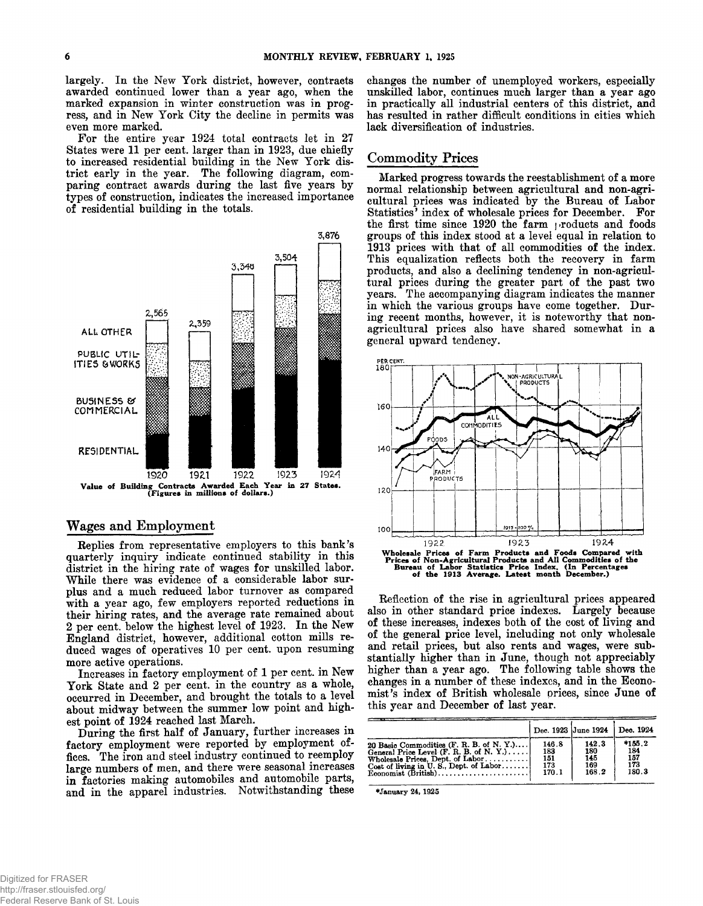largely. In the New York district, however, contracts awarded continued lower than a year ago, when the marked expansion in winter construction was in progress, and in New York City the decline in permits was even more marked.

For the entire year 1924 total contracts let in 27 States were 11 per cent. larger than in 1923, due chiefly to increased residential building in the New York district early in the year. The following diagram, comparing contract awards during the last five years by types of construction, indicates the increased importance of residential building in the totals.

Value of Building Contracts Awarded Each Year in 27 States. (Figures in millions of dollars.)

## Wages and Employment

Replies from representative employers to this bank's quarterly inquiry indicate continued stability in this district in the hiring rate of wages for unskilled labor. While there was evidence of a considerable labor surplus and a much reduced labor turnover as compared with a year ago, few employers reported reductions in their hiring rates, and the average rate remained about 2 per cent. below the highest level of 1923. In the New England district, however, additional cotton mills reduced wages of operatives 10 per cent. upon resuming more active operations.

Increases in factory employment of 1 per cent. in New York State and 2 per cent. in the country as a whole, occurred in December, and brought the totals to a level about midway between the summer low point and highest point of 1924 reached last March.

During the first half of January, further increases in factory employment were reported by employment offices. The iron and steel industry continued to reemploy large numbers of men, and there were seasonal increases in factories making automobiles and automobile parts, and in the apparel industries. Notwithstanding these changes the number of unemployed workers, especially unskilled labor, continues much larger than a year ago in practically all industrial centers of this district, and has resulted in rather difficult conditions in cities which lack diversification of industries.

## Commodity Prices

Marked progress towards the reestablishment of a more normal relationship between agricultural and non-agricultural prices was indicated by the Bureau of Labor Statistics' index of wholesale prices for December. For the first time since 1920 the farm products and foods groups of this index stood at a level equal in relation to 1913 prices with that of all commodities of the index. This equalization reflects both the recovery in farm products, and also a declining tendency in non-agricultural prices during the greater part of the past two years. The accompanying diagram indicates the manner in which the various groups have come together. During recent months, however, it is noteworthy that non-agricultural prices also have shared somewhat in a general upward tendency.

Wholesale Prices of Farm Products and Foods Compared with Prices of Non-Agricultural Products and All Commodities of the Bureau of Labor Statistics Price Index. (In Percentages of the 1913 Average. Latest month December.)

Reflection of the rise in agricultural prices appeared also in other standard price indexes. Largely because of these increases, indexes both of the cost of living and of the general price level, including not only wholesale and retail prices, but also rents and wages, were substantially higher than in June, though not appreciably higher than a year ago. The following table shows the changes in a number of these indexes, and in the Economist's index of British wholesale prices, since June of this year and December of last year.

| | Dec. 1923 | June 1924 | Dec. 1924 |
|---|---|---|---|
| 20 Basic Commodities (F. R. B. of N. Y.) | 146.8 | 142.3 | *155.2 |
| General Price Level (F. R. B. of N. Y.) | 183 | 180 | 184 |
| Wholesale Prices, Dept. of Labor | 151 | 145 | 157 |
| Cost of living in U. S., Dept. of Labor | 173 | 169 | 173 |
| Economist (British) | 170.1 | 168.2 | 180.3 |

*January 24, 1925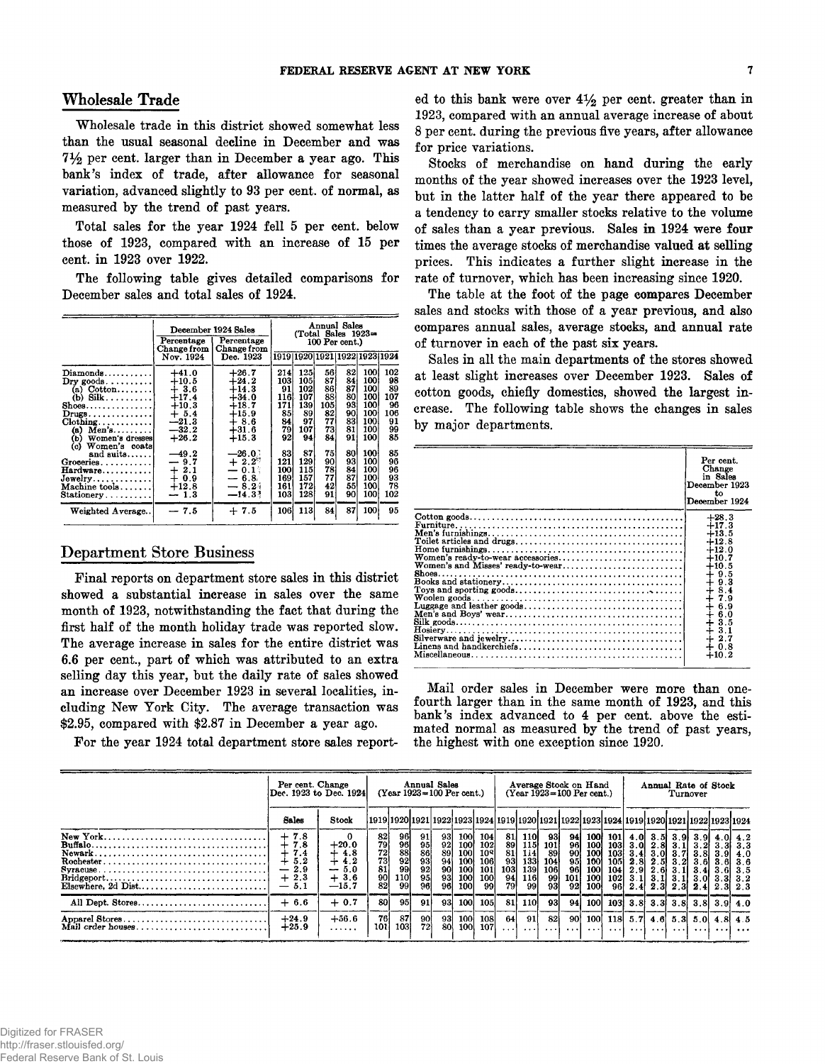## Wholesale Trade

Wholesale trade in this district showed somewhat less than the usual seasonal decline in December and was 7½ per cent. larger than in December a year ago. This bank's index of trade, after allowance for seasonal variation, advanced slightly to 93 per cent. of normal, as measured by the trend of past years.

Total sales for the year 1924 fell 5 per cent. below those of 1923, compared with an increase of 15 per cent. in 1923 over 1922.

The following table gives detailed comparisons for December sales and total sales of 1924.

| | December 1924 Sales | | Annual Sales (Total Sales 1923=100 Per cent.) | | | | | |
|---|---|---|---|---|---|---|---|---|
| | Percentage Change from Nov. 1924 | Percentage Change from Dec. 1923 | 1919 | 1920 | 1921 | 1922 | 1923 | 1924 |
| Diamonds | +41.0 | +26.7 | 214 | 125 | 56 | 82 | 100 | 102 |
| Dry goods | +10.5 | +24.2 | 103 | 105 | 87 | 84 | 100 | 98 |
| (a) Cotton | + 3.6 | +14.3 | 91 | 102 | 86 | 87 | 100 | 89 |
| (b) Silk | +17.4 | +34.0 | 116 | 107 | 88 | 80 | 100 | 107 |
| Shoes | +10.3 | +18.7 | 171 | 139 | 105 | 93 | 100 | 96 |
| Drugs | + 5.4 | +15.9 | 85 | 89 | 82 | 90 | 100 | 106 |
| Clothing | −21.3 | + 8.6 | 84 | 97 | 77 | 83 | 100 | 91 |
| (a) Men's | −32.2 | +31.6 | 79 | 107 | 73 | 81 | 100 | 99 |
| (b) Women's dresses | +26.2 | +15.3 | 92 | 94 | 84 | 91 | 100 | 85 |
| (c) Women's coats and suits | −49.2 | −26.0 | 83 | 87 | 75 | 80 | 100 | 85 |
| Groceries | − 9.7 | + 2.2 | 121 | 129 | 90 | 93 | 100 | 96 |
| Hardware | + 2.1 | − 0.1 | 100 | 115 | 78 | 84 | 100 | 96 |
| Jewelry | + 0.9 | − 6.8 | 169 | 157 | 77 | 87 | 100 | 93 |
| Machine tools | +12.8 | − 8.2 | 161 | 172 | 42 | 55 | 100 | 78 |
| Stationery | − 1.3 | −14.3 | 103 | 128 | 91 | 90 | 100 | 102 |
| Weighted Average | − 7.5 | + 7.5 | 106 | 113 | 84 | 87 | 100 | 95 |

## Department Store Business

Final reports on department store sales in this district showed a substantial increase in sales over the same month of 1923, notwithstanding the fact that during the first half of the month holiday trade was reported slow. The average increase in sales for the entire district was 6.6 per cent., part of which was attributed to an extra selling day this year, but the daily rate of sales showed an increase over December 1923 in several localities, including New York City. The average transaction was $2.95, compared with $2.87 in December a year ago.

For the year 1924 total department store sales reported to this bank were over 4½ per cent. greater than in 1923, compared with an annual average increase of about 8 per cent. during the previous five years, after allowance for price variations.

Stocks of merchandise on hand during the early months of the year showed increases over the 1923 level, but in the latter half of the year there appeared to be a tendency to carry smaller stocks relative to the volume of sales than a year previous. Sales in 1924 were four times the average stocks of merchandise valued at selling prices. This indicates a further slight increase in the rate of turnover, which has been increasing since 1920.

The table at the foot of the page compares December sales and stocks with those of a year previous, and also compares annual sales, average stocks, and annual rate of turnover in each of the past six years.

Sales in all the main departments of the stores showed at least slight increases over December 1923. Sales of cotton goods, chiefly domestics, showed the largest increase. The following table shows the changes in sales by major departments.

| | Per cent. Change in Sales December 1923 to December 1924 |
|---|---|
| Cotton goods | +28.3 |
| Furniture | +17.3 |
| Men's furnishings | +13.5 |
| Toilet articles and drugs | +12.8 |
| Home furnishings | +12.0 |
| Women's ready-to-wear accessories | +10.7 |
| Women's and Misses' ready-to-wear | +10.5 |
| Shoes | + 9.5 |
| Books and stationery | + 9.3 |
| Toys and sporting goods | + 8.4 |
| Woolen goods | + 7.9 |
| Luggage and leather goods | + 6.9 |
| Men's and Boys' wear | + 6.0 |
| Silk goods | + 3.5 |
| Hosiery | + 3.1 |
| Silverware and jewelry | + 2.7 |
| Linens and handkerchiefs | + 0.8 |
| Miscellaneous | +10.2 |

Mail order sales in December were more than one-fourth larger than in the same month of 1923, and this bank's index advanced to 4 per cent. above the estimated normal as measured by the trend of past years, the highest with one exception since 1920.

| | Per cent. Change Dec. 1923 to Dec. 1924 | | Annual Sales (Year 1923=100 Per cent.) | | | | | | Average Stock on Hand (Year 1923=100 Per cent.) | | | | | | Annual Rate of Stock Turnover | | | | | |
|---|---|---|---|---|---|---|---|---|---|---|---|---|---|---|---|---|---|---|---|---|
| | Sales | Stock | 1919 | 1920 | 1921 | 1922 | 1923 | 1924 | 1919 | 1920 | 1921 | 1922 | 1923 | 1924 | 1919 | 1920 | 1921 | 1922 | 1923 | 1924 |
| New York | + 7.8 | 0 | 82 | 96 | 91 | 93 | 100 | 104 | 81 | 110 | 93 | 94 | 100 | 101 | 4.0 | 3.5 | 3.9 | 3.9 | 4.0 | 4.2 |
| Buffalo | + 7.8 | +20.0 | 79 | 96 | 95 | 92 | 100 | 102 | 89 | 115 | 101 | 96 | 100 | 103 | 3.0 | 2.8 | 3.1 | 3.2 | 3.3 | 3.3 |
| Newark | + 7.4 | + 4.8 | 72 | 88 | 86 | 89 | 100 | 108 | 81 | 114 | 89 | 90 | 100 | 103 | 3.4 | 3.0 | 3.7 | 3.8 | 3.9 | 4.0 |
| Rochester | + 5.2 | + 4.2 | 73 | 92 | 93 | 94 | 100 | 106 | 93 | 133 | 104 | 95 | 100 | 105 | 2.8 | 2.5 | 3.2 | 3.6 | 3.6 | 3.6 |
| Syracuse | − 2.9 | − 5.0 | 81 | 99 | 92 | 90 | 100 | 101 | 103 | 139 | 106 | 96 | 100 | 104 | 2.9 | 2.6 | 3.1 | 3.4 | 3.6 | 3.5 |
| Bridgeport | + 2.3 | + 3.6 | 90 | 110 | 95 | 93 | 100 | 100 | 94 | 116 | 99 | 101 | 100 | 102 | 3.1 | 3.1 | 3.1 | 3.0 | 3.3 | 3.2 |
| Elsewhere, 2d Dist. | − 5.1 | −15.7 | 82 | 99 | 96 | 96 | 100 | 99 | 79 | 99 | 93 | 92 | 100 | 96 | 2.4 | 2.3 | 2.3 | 2.4 | 2.3 | 2.3 |
| All Dept. Stores | + 6.6 | + 0.7 | 80 | 95 | 91 | 93 | 100 | 105 | 81 | 110 | 93 | 94 | 100 | 103 | 3.8 | 3.3 | 3.8 | 3.8 | 3.9 | 4.0 |
| Apparel Stores | +24.9 | +56.6 | 76 | 87 | 90 | 93 | 100 | 108 | 64 | 91 | 82 | 90 | 100 | 118 | 5.7 | 4.6 | 5.3 | 5.0 | 4.8 | 4.5 |
| Mail order houses | +25.9 | ...... | 101 | 103 | 72 | 80 | 100 | 107 | ... | ... | ... | ... | ... | ... | ... | ... | ... | ... | ... | ... |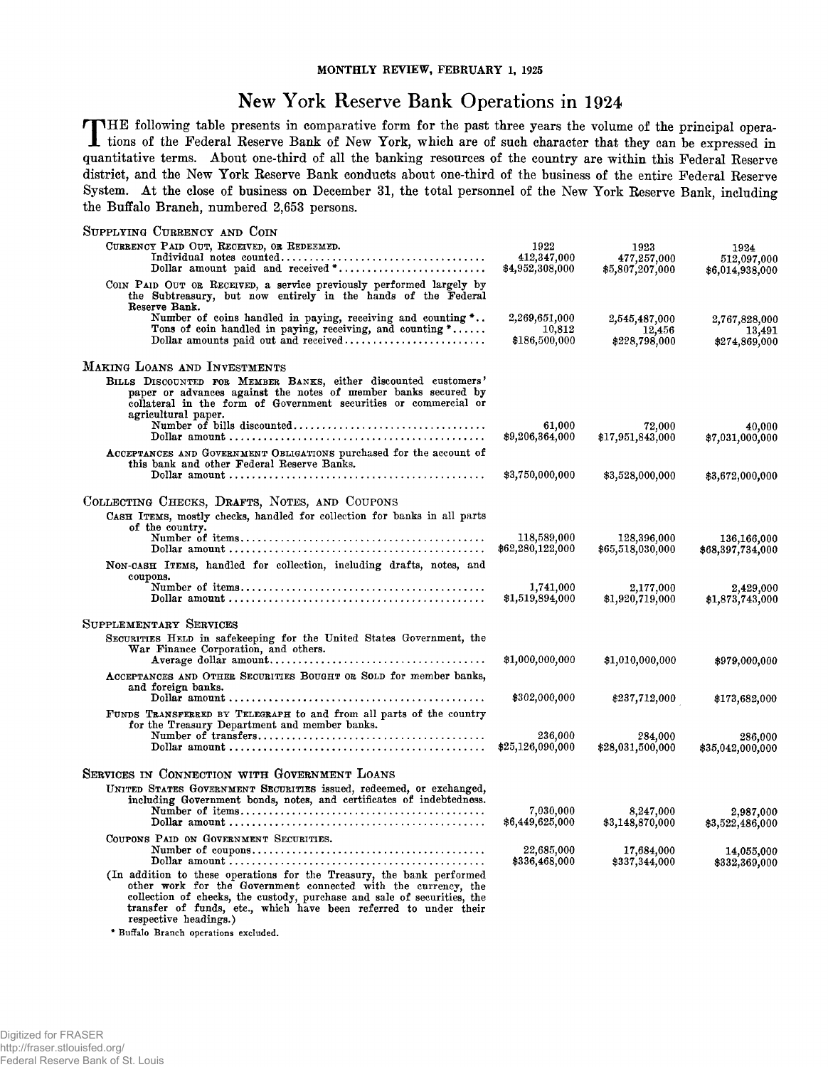# New York Reserve Bank Operations in 1924

THE following table presents in comparative form for the past three years the volume of the principal operations of the Federal Reserve Bank of New York, which are of such character that they can be expressed in quantitative terms. About one-third of all the banking resources of the country are within this Federal Reserve district, and the New York Reserve Bank conducts about one-third of the business of the entire Federal Reserve System. At the close of business on December 31, the total personnel of the New York Reserve Bank, including the Buffalo Branch, numbered 2,653 persons.

| | 1922 | 1923 | 1924 |
|---|---|---|---|
| **SUPPLYING CURRENCY AND COIN** | | | |
| CURRENCY PAID OUT, RECEIVED, OR REDEEMED. | | | |
| Individual notes counted | 412,347,000 | 477,257,000 | 512,097,000 |
| Dollar amount paid and received * | $4,952,308,000 | $5,807,207,000 | $6,014,938,000 |
| COIN PAID OUT OR RECEIVED, a service previously performed largely by the Subtreasury, but now entirely in the hands of the Federal Reserve Bank. | | | |
| Number of coins handled in paying, receiving and counting * | 2,269,651,000 | 2,545,487,000 | 2,767,828,000 |
| Tons of coin handled in paying, receiving, and counting * | 10,812 | 12,456 | 13,491 |
| Dollar amounts paid out and received | $186,500,000 | $228,798,000 | $274,869,000 |
| **MAKING LOANS AND INVESTMENTS** | | | |
| BILLS DISCOUNTED FOR MEMBER BANKS, either discounted customers' paper or advances against the notes of member banks secured by collateral in the form of Government securities or commercial or agricultural paper. | | | |
| Number of bills discounted | 61,000 | 72,000 | 40,000 |
| Dollar amount | $9,206,364,000 | $17,951,843,000 | $7,031,000,000 |
| ACCEPTANCES AND GOVERNMENT OBLIGATIONS purchased for the account of this bank and other Federal Reserve Banks. | | | |
| Dollar amount | $3,750,000,000 | $3,528,000,000 | $3,672,000,000 |
| **COLLECTING CHECKS, DRAFTS, NOTES, AND COUPONS** | | | |
| CASH ITEMS, mostly checks, handled for collection for banks in all parts of the country. | | | |
| Number of items | 118,589,000 | 128,396,000 | 136,166,000 |
| Dollar amount | $62,280,122,000 | $65,518,030,000 | $68,397,734,000 |
| NON-CASH ITEMS, handled for collection, including drafts, notes, and coupons. | | | |
| Number of items | 1,741,000 | 2,177,000 | 2,429,000 |
| Dollar amount | $1,519,894,000 | $1,920,719,000 | $1,873,743,000 |
| **SUPPLEMENTARY SERVICES** | | | |
| SECURITIES HELD in safekeeping for the United States Government, the War Finance Corporation, and others. | | | |
| Average dollar amount | $1,000,000,000 | $1,010,000,000 | $979,000,000 |
| ACCEPTANCES AND OTHER SECURITIES BOUGHT OR SOLD for member banks, and foreign banks. | | | |
| Dollar amount | $302,000,000 | $237,712,000 | $173,682,000 |
| FUNDS TRANSFERRED BY TELEGRAPH to and from all parts of the country for the Treasury Department and member banks. | | | |
| Number of transfers | 236,000 | 284,000 | 286,000 |
| Dollar amount | $25,126,090,000 | $28,031,500,000 | $35,042,000,000 |
| **SERVICES IN CONNECTION WITH GOVERNMENT LOANS** | | | |
| UNITED STATES GOVERNMENT SECURITIES issued, redeemed, or exchanged, including Government bonds, notes, and certificates of indebtedness. | | | |
| Number of items | 7,030,000 | 8,247,000 | 2,987,000 |
| Dollar amount | $6,449,625,000 | $3,148,870,000 | $3,522,486,000 |
| COUPONS PAID ON GOVERNMENT SECURITIES. | | | |
| Number of coupons | 22,685,000 | 17,684,000 | 14,055,000 |
| Dollar amount | $336,468,000 | $337,344,000 | $332,369,000 |

(In addition to these operations for the Treasury, the bank performed other work for the Government connected with the currency, the collection of checks, the custody, purchase and sale of securities, the transfer of funds, etc., which have been referred to under their respective headings.)

\* Buffalo Branch operations excluded.